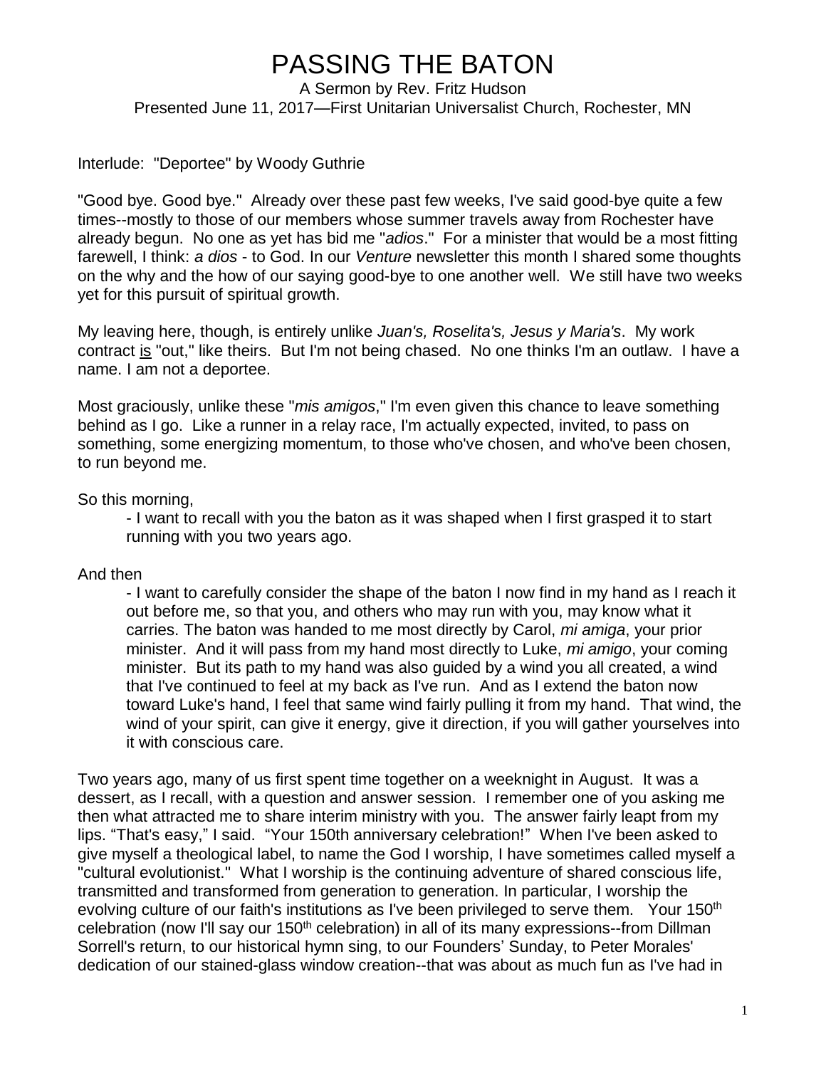# PASSING THE BATON

A Sermon by Rev. Fritz Hudson
Presented June 11, 2017—First Unitarian Universalist Church, Rochester, MN

Interlude: "Deportee" by Woody Guthrie

"Good bye. Good bye." Already over these past few weeks, I've said good-bye quite a few times--mostly to those of our members whose summer travels away from Rochester have already begun. No one as yet has bid me "*adios*." For a minister that would be a most fitting farewell, I think: *a dios* - to God. In our *Venture* newsletter this month I shared some thoughts on the why and the how of our saying good-bye to one another well. We still have two weeks yet for this pursuit of spiritual growth.

My leaving here, though, is entirely unlike *Juan's, Roselita's, Jesus y Maria's*. My work contract <u>is</u> "out," like theirs. But I'm not being chased. No one thinks I'm an outlaw. I have a name. I am not a deportee.

Most graciously, unlike these "*mis amigos*," I'm even given this chance to leave something behind as I go. Like a runner in a relay race, I'm actually expected, invited, to pass on something, some energizing momentum, to those who've chosen, and who've been chosen, to run beyond me.

So this morning,

- I want to recall with you the baton as it was shaped when I first grasped it to start running with you two years ago.

And then

- I want to carefully consider the shape of the baton I now find in my hand as I reach it out before me, so that you, and others who may run with you, may know what it carries. The baton was handed to me most directly by Carol, *mi amiga*, your prior minister. And it will pass from my hand most directly to Luke, *mi amigo*, your coming minister. But its path to my hand was also guided by a wind you all created, a wind that I've continued to feel at my back as I've run. And as I extend the baton now toward Luke's hand, I feel that same wind fairly pulling it from my hand. That wind, the wind of your spirit, can give it energy, give it direction, if you will gather yourselves into it with conscious care.

Two years ago, many of us first spent time together on a weeknight in August. It was a dessert, as I recall, with a question and answer session. I remember one of you asking me then what attracted me to share interim ministry with you. The answer fairly leapt from my lips. "That's easy," I said. "Your 150th anniversary celebration!" When I've been asked to give myself a theological label, to name the God I worship, I have sometimes called myself a "cultural evolutionist." What I worship is the continuing adventure of shared conscious life, transmitted and transformed from generation to generation. In particular, I worship the evolving culture of our faith's institutions as I've been privileged to serve them. Your 150th celebration (now I'll say our 150th celebration) in all of its many expressions--from Dillman Sorrell's return, to our historical hymn sing, to our Founders' Sunday, to Peter Morales' dedication of our stained-glass window creation--that was about as much fun as I've had in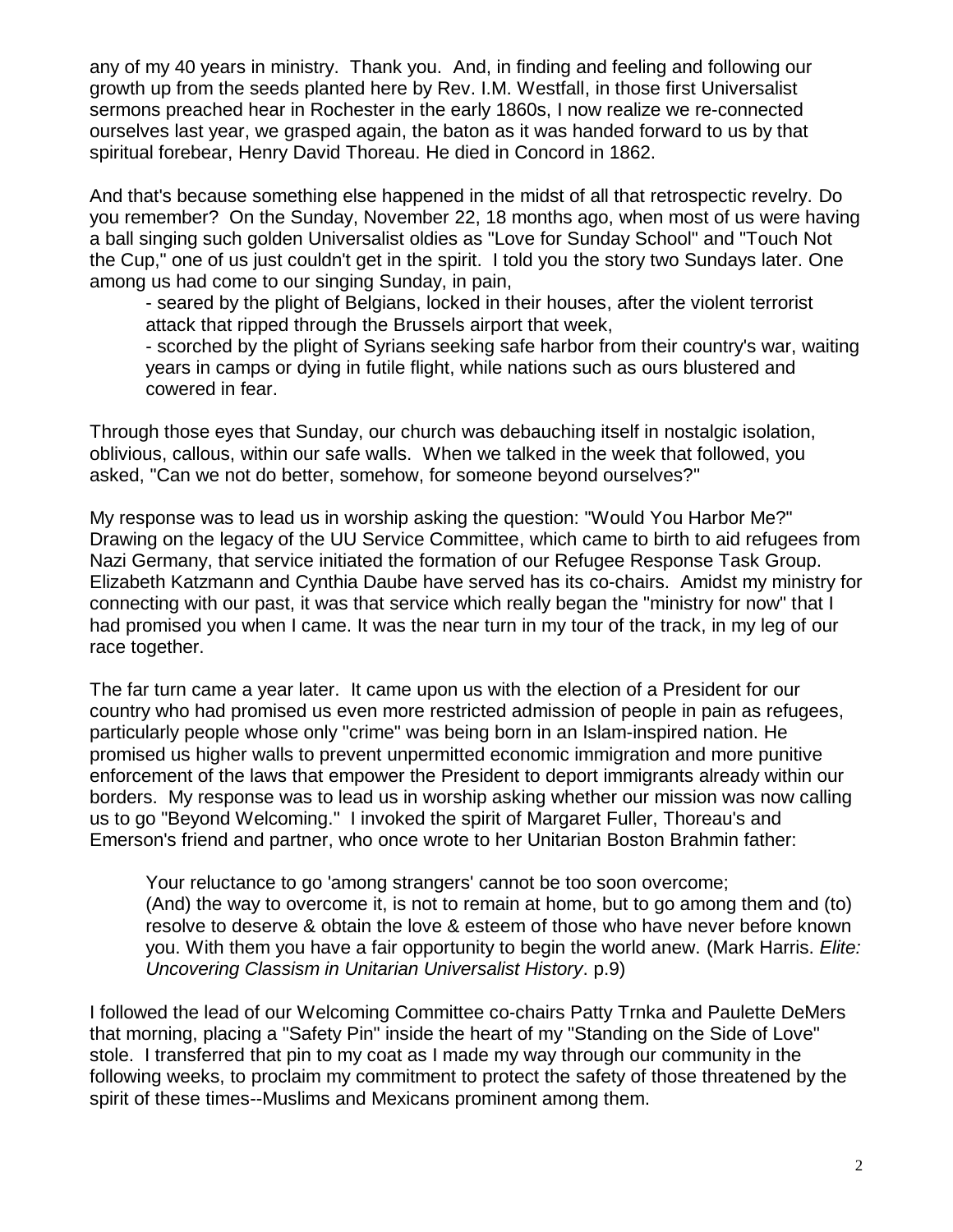any of my 40 years in ministry. Thank you. And, in finding and feeling and following our growth up from the seeds planted here by Rev. I.M. Westfall, in those first Universalist sermons preached hear in Rochester in the early 1860s, I now realize we re-connected ourselves last year, we grasped again, the baton as it was handed forward to us by that spiritual forebear, Henry David Thoreau. He died in Concord in 1862.

And that's because something else happened in the midst of all that retrospectic revelry. Do you remember? On the Sunday, November 22, 18 months ago, when most of us were having a ball singing such golden Universalist oldies as "Love for Sunday School" and "Touch Not the Cup," one of us just couldn't get in the spirit. I told you the story two Sundays later. One among us had come to our singing Sunday, in pain,

- seared by the plight of Belgians, locked in their houses, after the violent terrorist attack that ripped through the Brussels airport that week,
- scorched by the plight of Syrians seeking safe harbor from their country's war, waiting years in camps or dying in futile flight, while nations such as ours blustered and cowered in fear.

Through those eyes that Sunday, our church was debauching itself in nostalgic isolation, oblivious, callous, within our safe walls. When we talked in the week that followed, you asked, "Can we not do better, somehow, for someone beyond ourselves?"

My response was to lead us in worship asking the question: "Would You Harbor Me?" Drawing on the legacy of the UU Service Committee, which came to birth to aid refugees from Nazi Germany, that service initiated the formation of our Refugee Response Task Group. Elizabeth Katzmann and Cynthia Daube have served has its co-chairs. Amidst my ministry for connecting with our past, it was that service which really began the "ministry for now" that I had promised you when I came. It was the near turn in my tour of the track, in my leg of our race together.

The far turn came a year later. It came upon us with the election of a President for our country who had promised us even more restricted admission of people in pain as refugees, particularly people whose only "crime" was being born in an Islam-inspired nation. He promised us higher walls to prevent unpermitted economic immigration and more punitive enforcement of the laws that empower the President to deport immigrants already within our borders. My response was to lead us in worship asking whether our mission was now calling us to go "Beyond Welcoming." I invoked the spirit of Margaret Fuller, Thoreau's and Emerson's friend and partner, who once wrote to her Unitarian Boston Brahmin father:

> Your reluctance to go 'among strangers' cannot be too soon overcome; (And) the way to overcome it, is not to remain at home, but to go among them and (to) resolve to deserve & obtain the love & esteem of those who have never before known you. With them you have a fair opportunity to begin the world anew. (Mark Harris. *Elite: Uncovering Classism in Unitarian Universalist History*. p.9)

I followed the lead of our Welcoming Committee co-chairs Patty Trnka and Paulette DeMers that morning, placing a "Safety Pin" inside the heart of my "Standing on the Side of Love" stole. I transferred that pin to my coat as I made my way through our community in the following weeks, to proclaim my commitment to protect the safety of those threatened by the spirit of these times--Muslims and Mexicans prominent among them.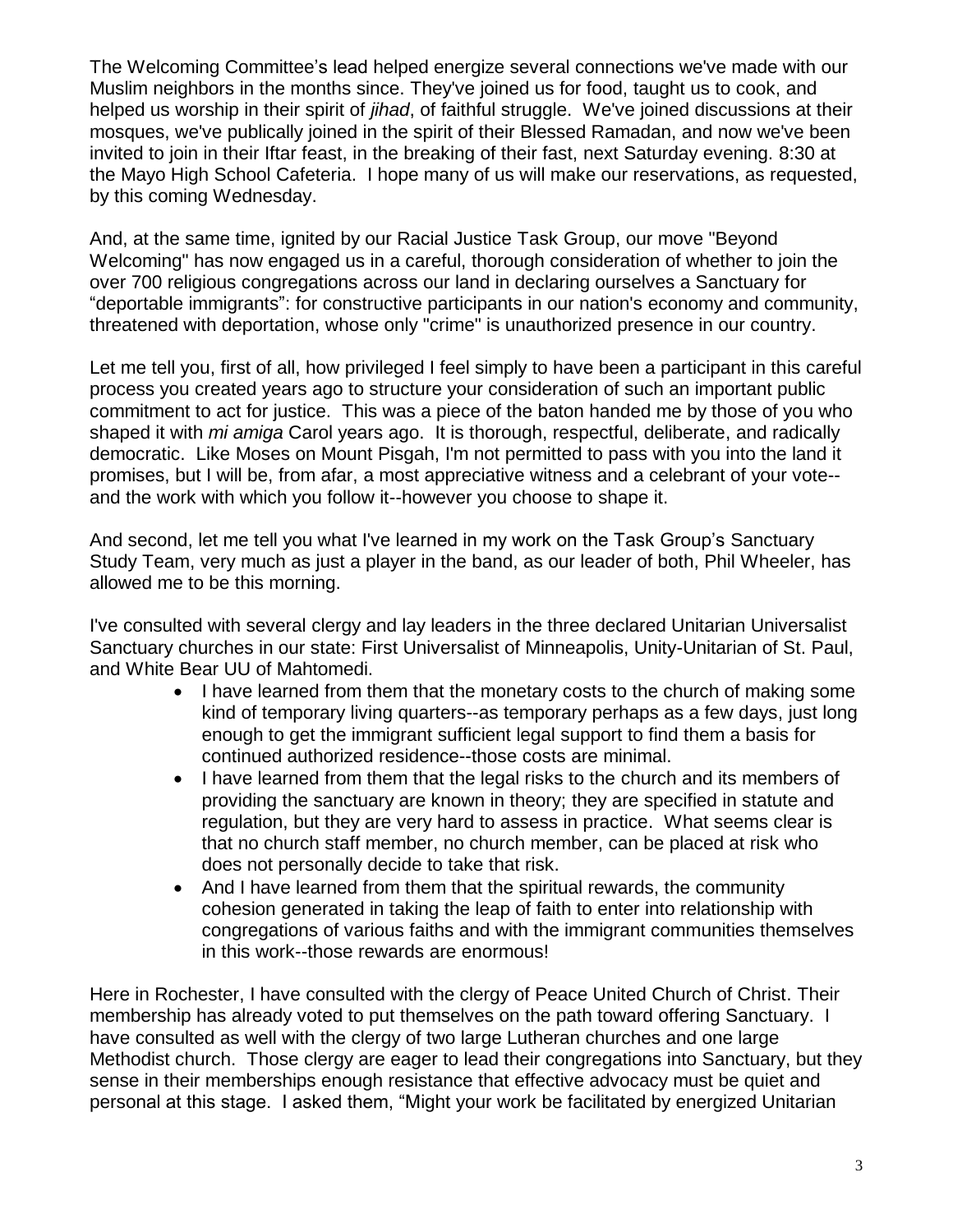The Welcoming Committee's lead helped energize several connections we've made with our Muslim neighbors in the months since. They've joined us for food, taught us to cook, and helped us worship in their spirit of *jihad*, of faithful struggle. We've joined discussions at their mosques, we've publically joined in the spirit of their Blessed Ramadan, and now we've been invited to join in their Iftar feast, in the breaking of their fast, next Saturday evening. 8:30 at the Mayo High School Cafeteria. I hope many of us will make our reservations, as requested, by this coming Wednesday.

And, at the same time, ignited by our Racial Justice Task Group, our move "Beyond Welcoming" has now engaged us in a careful, thorough consideration of whether to join the over 700 religious congregations across our land in declaring ourselves a Sanctuary for "deportable immigrants": for constructive participants in our nation's economy and community, threatened with deportation, whose only "crime" is unauthorized presence in our country.

Let me tell you, first of all, how privileged I feel simply to have been a participant in this careful process you created years ago to structure your consideration of such an important public commitment to act for justice. This was a piece of the baton handed me by those of you who shaped it with *mi amiga* Carol years ago. It is thorough, respectful, deliberate, and radically democratic. Like Moses on Mount Pisgah, I'm not permitted to pass with you into the land it promises, but I will be, from afar, a most appreciative witness and a celebrant of your vote--and the work with which you follow it--however you choose to shape it.

And second, let me tell you what I've learned in my work on the Task Group's Sanctuary Study Team, very much as just a player in the band, as our leader of both, Phil Wheeler, has allowed me to be this morning.

I've consulted with several clergy and lay leaders in the three declared Unitarian Universalist Sanctuary churches in our state: First Universalist of Minneapolis, Unity-Unitarian of St. Paul, and White Bear UU of Mahtomedi.

- I have learned from them that the monetary costs to the church of making some kind of temporary living quarters--as temporary perhaps as a few days, just long enough to get the immigrant sufficient legal support to find them a basis for continued authorized residence--those costs are minimal.
- I have learned from them that the legal risks to the church and its members of providing the sanctuary are known in theory; they are specified in statute and regulation, but they are very hard to assess in practice. What seems clear is that no church staff member, no church member, can be placed at risk who does not personally decide to take that risk.
- And I have learned from them that the spiritual rewards, the community cohesion generated in taking the leap of faith to enter into relationship with congregations of various faiths and with the immigrant communities themselves in this work--those rewards are enormous!

Here in Rochester, I have consulted with the clergy of Peace United Church of Christ. Their membership has already voted to put themselves on the path toward offering Sanctuary. I have consulted as well with the clergy of two large Lutheran churches and one large Methodist church. Those clergy are eager to lead their congregations into Sanctuary, but they sense in their memberships enough resistance that effective advocacy must be quiet and personal at this stage. I asked them, "Might your work be facilitated by energized Unitarian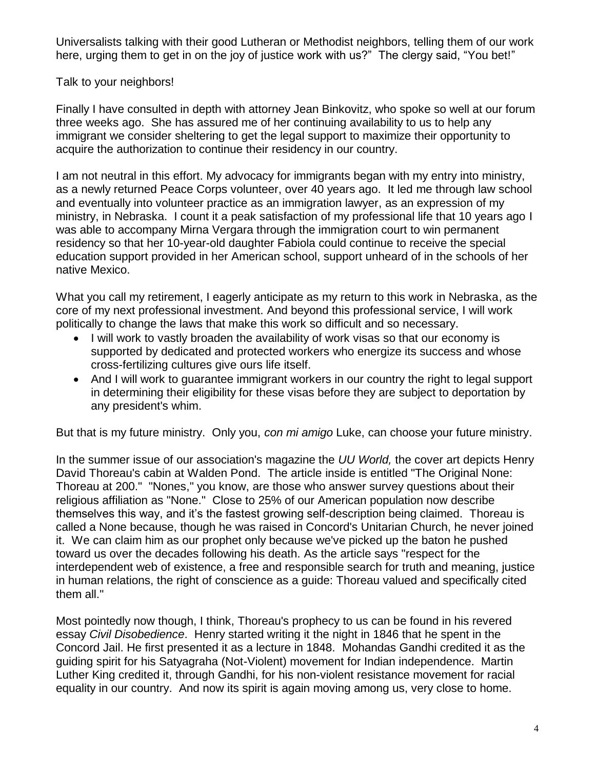Universalists talking with their good Lutheran or Methodist neighbors, telling them of our work here, urging them to get in on the joy of justice work with us?" The clergy said, "You bet!"

Talk to your neighbors!

Finally I have consulted in depth with attorney Jean Binkovitz, who spoke so well at our forum three weeks ago. She has assured me of her continuing availability to us to help any immigrant we consider sheltering to get the legal support to maximize their opportunity to acquire the authorization to continue their residency in our country.

I am not neutral in this effort. My advocacy for immigrants began with my entry into ministry, as a newly returned Peace Corps volunteer, over 40 years ago. It led me through law school and eventually into volunteer practice as an immigration lawyer, as an expression of my ministry, in Nebraska. I count it a peak satisfaction of my professional life that 10 years ago I was able to accompany Mirna Vergara through the immigration court to win permanent residency so that her 10-year-old daughter Fabiola could continue to receive the special education support provided in her American school, support unheard of in the schools of her native Mexico.

What you call my retirement, I eagerly anticipate as my return to this work in Nebraska, as the core of my next professional investment. And beyond this professional service, I will work politically to change the laws that make this work so difficult and so necessary.

- I will work to vastly broaden the availability of work visas so that our economy is supported by dedicated and protected workers who energize its success and whose cross-fertilizing cultures give ours life itself.
- And I will work to guarantee immigrant workers in our country the right to legal support in determining their eligibility for these visas before they are subject to deportation by any president's whim.

But that is my future ministry. Only you, *con mi amigo* Luke, can choose your future ministry.

In the summer issue of our association's magazine the *UU World,* the cover art depicts Henry David Thoreau's cabin at Walden Pond. The article inside is entitled "The Original None: Thoreau at 200." "Nones," you know, are those who answer survey questions about their religious affiliation as "None." Close to 25% of our American population now describe themselves this way, and it's the fastest growing self-description being claimed. Thoreau is called a None because, though he was raised in Concord's Unitarian Church, he never joined it. We can claim him as our prophet only because we've picked up the baton he pushed toward us over the decades following his death. As the article says "respect for the interdependent web of existence, a free and responsible search for truth and meaning, justice in human relations, the right of conscience as a guide: Thoreau valued and specifically cited them all."

Most pointedly now though, I think, Thoreau's prophecy to us can be found in his revered essay *Civil Disobedience*. Henry started writing it the night in 1846 that he spent in the Concord Jail. He first presented it as a lecture in 1848. Mohandas Gandhi credited it as the guiding spirit for his Satyagraha (Not-Violent) movement for Indian independence. Martin Luther King credited it, through Gandhi, for his non-violent resistance movement for racial equality in our country. And now its spirit is again moving among us, very close to home.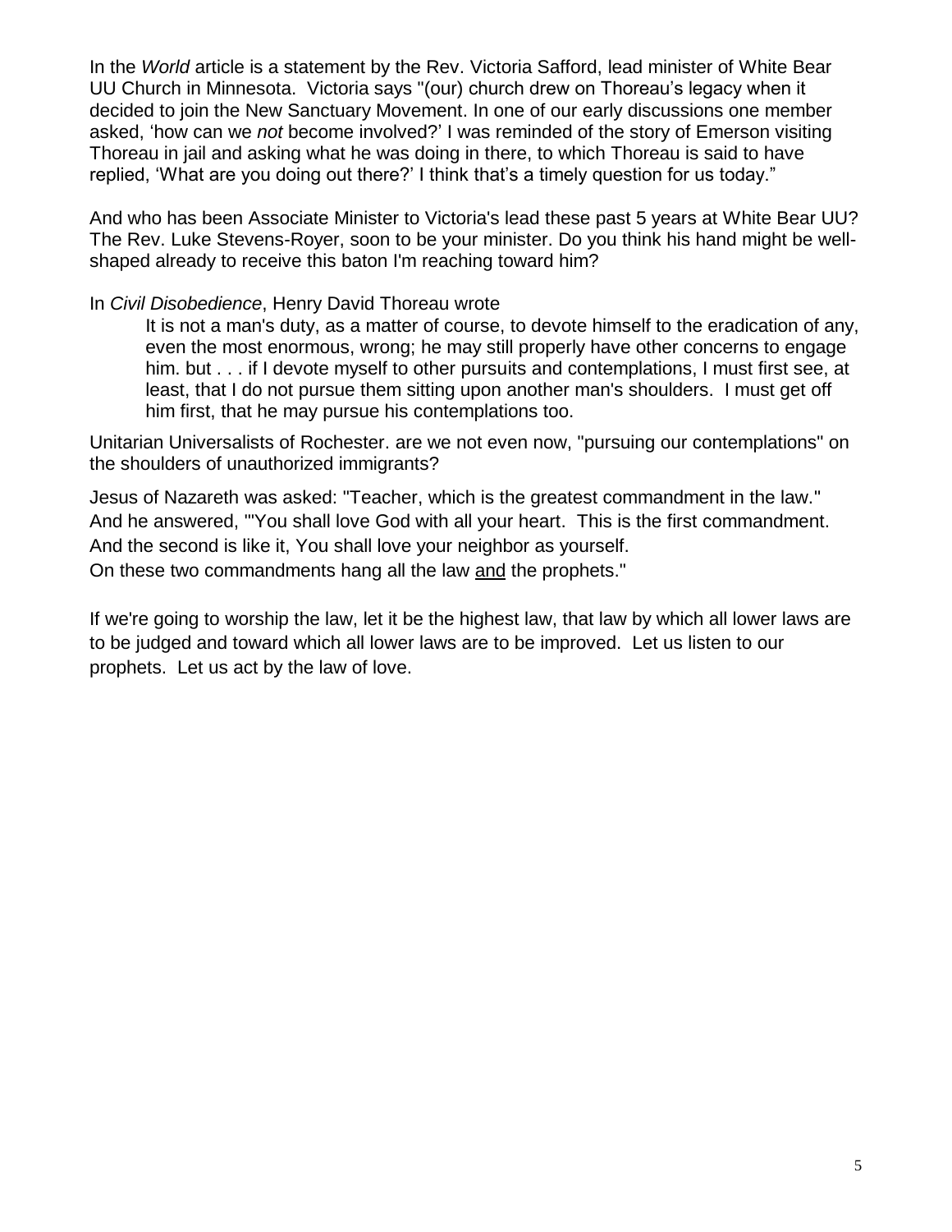In the *World* article is a statement by the Rev. Victoria Safford, lead minister of White Bear UU Church in Minnesota. Victoria says "(our) church drew on Thoreau's legacy when it decided to join the New Sanctuary Movement. In one of our early discussions one member asked, 'how can we *not* become involved?' I was reminded of the story of Emerson visiting Thoreau in jail and asking what he was doing in there, to which Thoreau is said to have replied, 'What are you doing out there?' I think that's a timely question for us today."

And who has been Associate Minister to Victoria's lead these past 5 years at White Bear UU? The Rev. Luke Stevens-Royer, soon to be your minister. Do you think his hand might be well-shaped already to receive this baton I'm reaching toward him?

In *Civil Disobedience*, Henry David Thoreau wrote

> It is not a man's duty, as a matter of course, to devote himself to the eradication of any, even the most enormous, wrong; he may still properly have other concerns to engage him. but . . . if I devote myself to other pursuits and contemplations, I must first see, at least, that I do not pursue them sitting upon another man's shoulders. I must get off him first, that he may pursue his contemplations too.

Unitarian Universalists of Rochester. are we not even now, "pursuing our contemplations" on the shoulders of unauthorized immigrants?

Jesus of Nazareth was asked: "Teacher, which is the greatest commandment in the law."
And he answered, "'You shall love God with all your heart. This is the first commandment.
And the second is like it, You shall love your neighbor as yourself.
On these two commandments hang all the law <u>and</u> the prophets."

If we're going to worship the law, let it be the highest law, that law by which all lower laws are to be judged and toward which all lower laws are to be improved. Let us listen to our prophets. Let us act by the law of love.